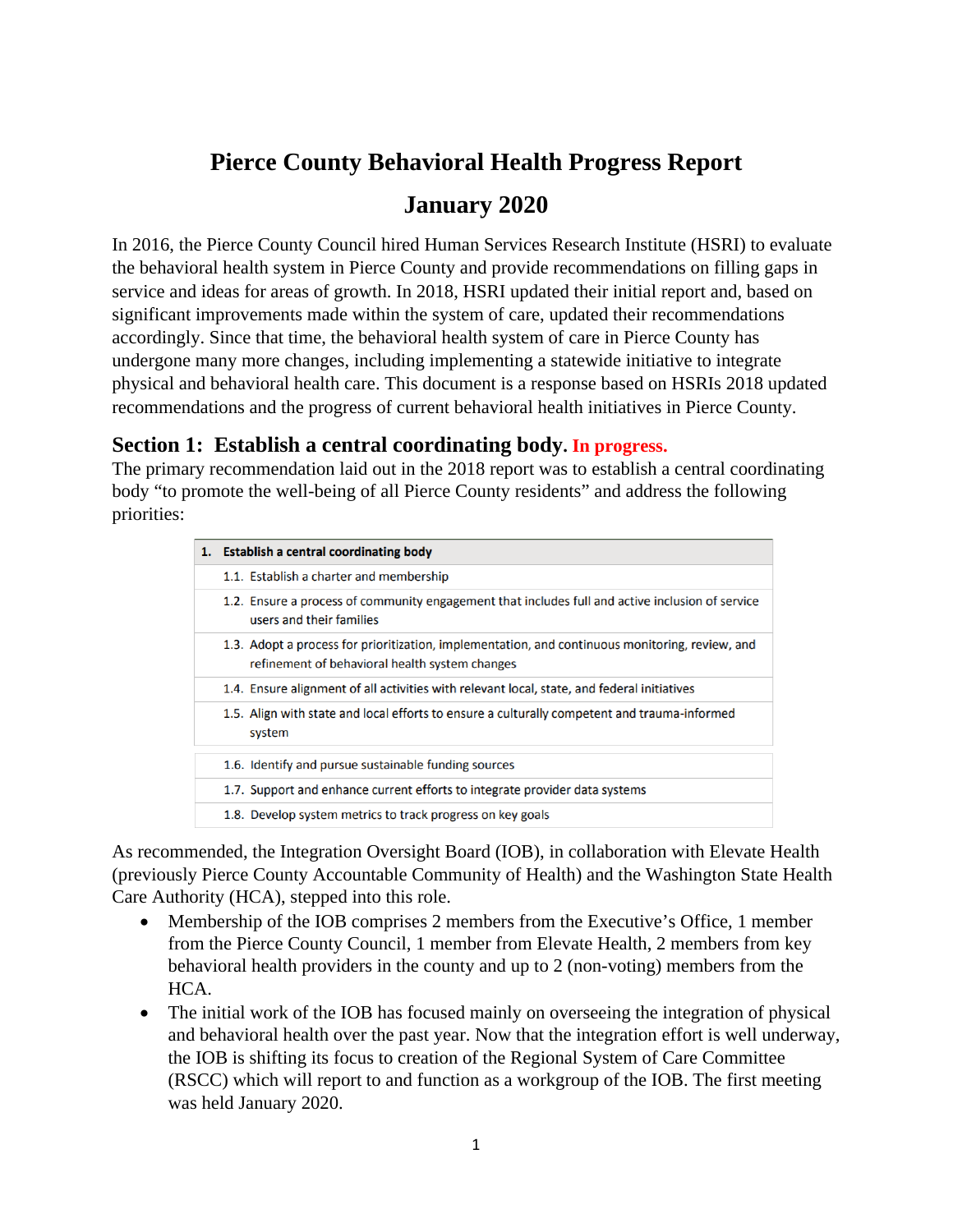# Pierce County Behavioral Health Progress Report

# January 2020

In 2016, the Pierce County Council hired Human Services Research Institute (HSRI) to evaluate the behavioral health system in Pierce County and provide recommendations on filling gaps in service and ideas for areas of growth. In 2018, HSRI updated their initial report and, based on significant improvements made within the system of care, updated their recommendations accordingly. Since that time, the behavioral health system of care in Pierce County has undergone many more changes, including implementing a statewide initiative to integrate physical and behavioral health care. This document is a response based on HSRIs 2018 updated recommendations and the progress of current behavioral health initiatives in Pierce County.

## Section 1: Establish a central coordinating body. In progress.

The primary recommendation laid out in the 2018 report was to establish a central coordinating body "to promote the well-being of all Pierce County residents" and address the following priorities:

| 1. Establish a central coordinating body |
|---|
| 1.1. Establish a charter and membership |
| 1.2. Ensure a process of community engagement that includes full and active inclusion of service users and their families |
| 1.3. Adopt a process for prioritization, implementation, and continuous monitoring, review, and refinement of behavioral health system changes |
| 1.4. Ensure alignment of all activities with relevant local, state, and federal initiatives |
| 1.5. Align with state and local efforts to ensure a culturally competent and trauma-informed system |
| 1.6. Identify and pursue sustainable funding sources |
| 1.7. Support and enhance current efforts to integrate provider data systems |
| 1.8. Develop system metrics to track progress on key goals |

As recommended, the Integration Oversight Board (IOB), in collaboration with Elevate Health (previously Pierce County Accountable Community of Health) and the Washington State Health Care Authority (HCA), stepped into this role.

- Membership of the IOB comprises 2 members from the Executive's Office, 1 member from the Pierce County Council, 1 member from Elevate Health, 2 members from key behavioral health providers in the county and up to 2 (non-voting) members from the HCA.
- The initial work of the IOB has focused mainly on overseeing the integration of physical and behavioral health over the past year. Now that the integration effort is well underway, the IOB is shifting its focus to creation of the Regional System of Care Committee (RSCC) which will report to and function as a workgroup of the IOB. The first meeting was held January 2020.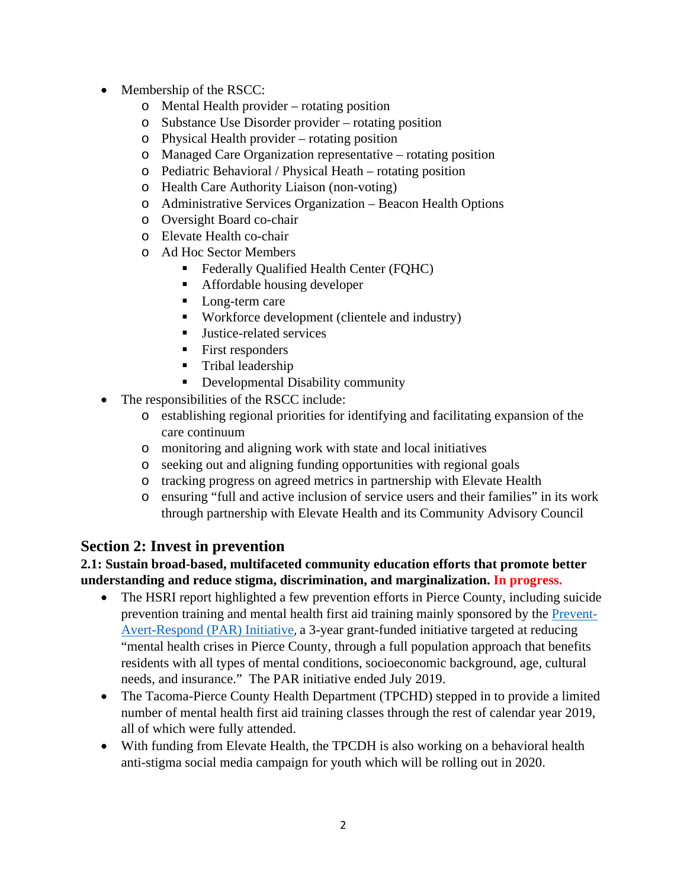- Membership of the RSCC:
  - Mental Health provider – rotating position
  - Substance Use Disorder provider – rotating position
  - Physical Health provider – rotating position
  - Managed Care Organization representative – rotating position
  - Pediatric Behavioral / Physical Heath – rotating position
  - Health Care Authority Liaison (non-voting)
  - Administrative Services Organization – Beacon Health Options
  - Oversight Board co-chair
  - Elevate Health co-chair
  - Ad Hoc Sector Members
    - Federally Qualified Health Center (FQHC)
    - Affordable housing developer
    - Long-term care
    - Workforce development (clientele and industry)
    - Justice-related services
    - First responders
    - Tribal leadership
    - Developmental Disability community
- The responsibilities of the RSCC include:
  - establishing regional priorities for identifying and facilitating expansion of the care continuum
  - monitoring and aligning work with state and local initiatives
  - seeking out and aligning funding opportunities with regional goals
  - tracking progress on agreed metrics in partnership with Elevate Health
  - ensuring "full and active inclusion of service users and their families" in its work through partnership with Elevate Health and its Community Advisory Council

## Section 2: Invest in prevention

**2.1: Sustain broad-based, multifaceted community education efforts that promote better understanding and reduce stigma, discrimination, and marginalization. In progress.**

- The HSRI report highlighted a few prevention efforts in Pierce County, including suicide prevention training and mental health first aid training mainly sponsored by the [Prevent-Avert-Respond (PAR) Initiative](), a 3-year grant-funded initiative targeted at reducing "mental health crises in Pierce County, through a full population approach that benefits residents with all types of mental conditions, socioeconomic background, age, cultural needs, and insurance." The PAR initiative ended July 2019.
- The Tacoma-Pierce County Health Department (TPCHD) stepped in to provide a limited number of mental health first aid training classes through the rest of calendar year 2019, all of which were fully attended.
- With funding from Elevate Health, the TPCDH is also working on a behavioral health anti-stigma social media campaign for youth which will be rolling out in 2020.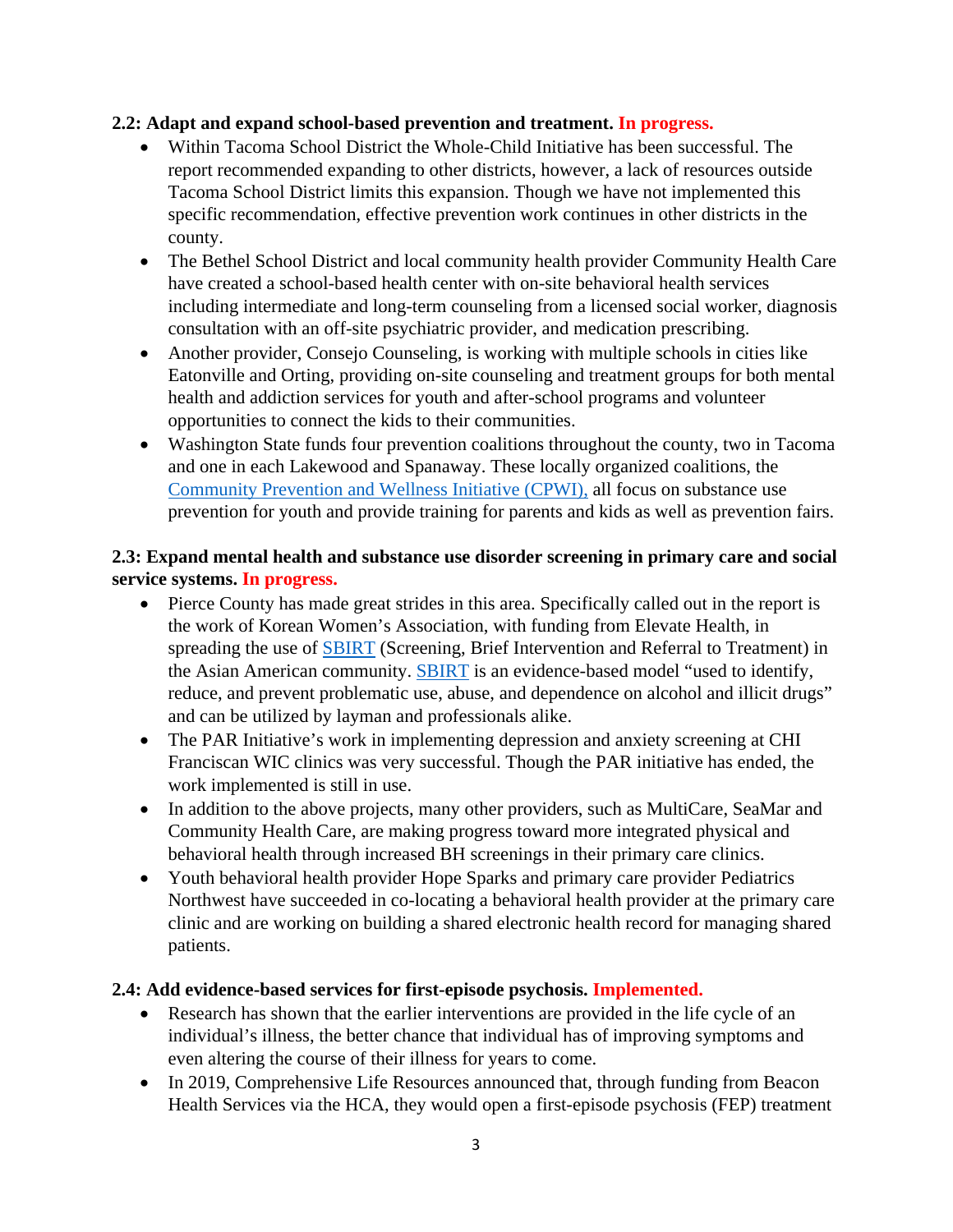**2.2: Adapt and expand school-based prevention and treatment. In progress.**

- Within Tacoma School District the Whole-Child Initiative has been successful. The report recommended expanding to other districts, however, a lack of resources outside Tacoma School District limits this expansion. Though we have not implemented this specific recommendation, effective prevention work continues in other districts in the county.
- The Bethel School District and local community health provider Community Health Care have created a school-based health center with on-site behavioral health services including intermediate and long-term counseling from a licensed social worker, diagnosis consultation with an off-site psychiatric provider, and medication prescribing.
- Another provider, Consejo Counseling, is working with multiple schools in cities like Eatonville and Orting, providing on-site counseling and treatment groups for both mental health and addiction services for youth and after-school programs and volunteer opportunities to connect the kids to their communities.
- Washington State funds four prevention coalitions throughout the county, two in Tacoma and one in each Lakewood and Spanaway. These locally organized coalitions, the Community Prevention and Wellness Initiative (CPWI), all focus on substance use prevention for youth and provide training for parents and kids as well as prevention fairs.

**2.3: Expand mental health and substance use disorder screening in primary care and social service systems. In progress.**

- Pierce County has made great strides in this area. Specifically called out in the report is the work of Korean Women's Association, with funding from Elevate Health, in spreading the use of SBIRT (Screening, Brief Intervention and Referral to Treatment) in the Asian American community. SBIRT is an evidence-based model "used to identify, reduce, and prevent problematic use, abuse, and dependence on alcohol and illicit drugs" and can be utilized by layman and professionals alike.
- The PAR Initiative's work in implementing depression and anxiety screening at CHI Franciscan WIC clinics was very successful. Though the PAR initiative has ended, the work implemented is still in use.
- In addition to the above projects, many other providers, such as MultiCare, SeaMar and Community Health Care, are making progress toward more integrated physical and behavioral health through increased BH screenings in their primary care clinics.
- Youth behavioral health provider Hope Sparks and primary care provider Pediatrics Northwest have succeeded in co-locating a behavioral health provider at the primary care clinic and are working on building a shared electronic health record for managing shared patients.

**2.4: Add evidence-based services for first-episode psychosis. Implemented.**

- Research has shown that the earlier interventions are provided in the life cycle of an individual's illness, the better chance that individual has of improving symptoms and even altering the course of their illness for years to come.
- In 2019, Comprehensive Life Resources announced that, through funding from Beacon Health Services via the HCA, they would open a first-episode psychosis (FEP) treatment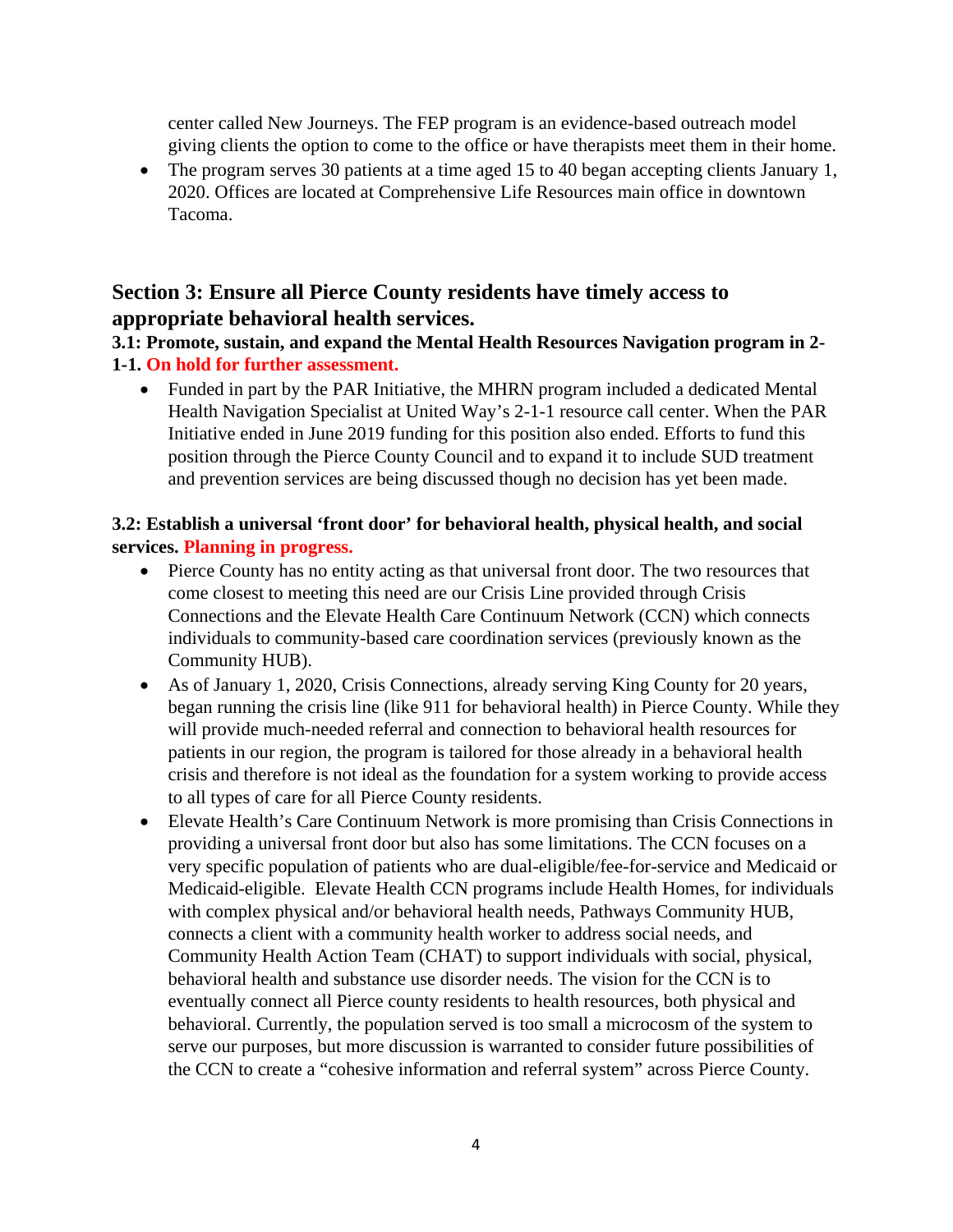center called New Journeys. The FEP program is an evidence-based outreach model giving clients the option to come to the office or have therapists meet them in their home.

- The program serves 30 patients at a time aged 15 to 40 began accepting clients January 1, 2020. Offices are located at Comprehensive Life Resources main office in downtown Tacoma.

## Section 3: Ensure all Pierce County residents have timely access to appropriate behavioral health services.

**3.1: Promote, sustain, and expand the Mental Health Resources Navigation program in 2-1-1. On hold for further assessment.**

- Funded in part by the PAR Initiative, the MHRN program included a dedicated Mental Health Navigation Specialist at United Way's 2-1-1 resource call center. When the PAR Initiative ended in June 2019 funding for this position also ended. Efforts to fund this position through the Pierce County Council and to expand it to include SUD treatment and prevention services are being discussed though no decision has yet been made.

**3.2: Establish a universal 'front door' for behavioral health, physical health, and social services. Planning in progress.**

- Pierce County has no entity acting as that universal front door. The two resources that come closest to meeting this need are our Crisis Line provided through Crisis Connections and the Elevate Health Care Continuum Network (CCN) which connects individuals to community-based care coordination services (previously known as the Community HUB).
- As of January 1, 2020, Crisis Connections, already serving King County for 20 years, began running the crisis line (like 911 for behavioral health) in Pierce County. While they will provide much-needed referral and connection to behavioral health resources for patients in our region, the program is tailored for those already in a behavioral health crisis and therefore is not ideal as the foundation for a system working to provide access to all types of care for all Pierce County residents.
- Elevate Health's Care Continuum Network is more promising than Crisis Connections in providing a universal front door but also has some limitations. The CCN focuses on a very specific population of patients who are dual-eligible/fee-for-service and Medicaid or Medicaid-eligible. Elevate Health CCN programs include Health Homes, for individuals with complex physical and/or behavioral health needs, Pathways Community HUB, connects a client with a community health worker to address social needs, and Community Health Action Team (CHAT) to support individuals with social, physical, behavioral health and substance use disorder needs. The vision for the CCN is to eventually connect all Pierce county residents to health resources, both physical and behavioral. Currently, the population served is too small a microcosm of the system to serve our purposes, but more discussion is warranted to consider future possibilities of the CCN to create a "cohesive information and referral system" across Pierce County.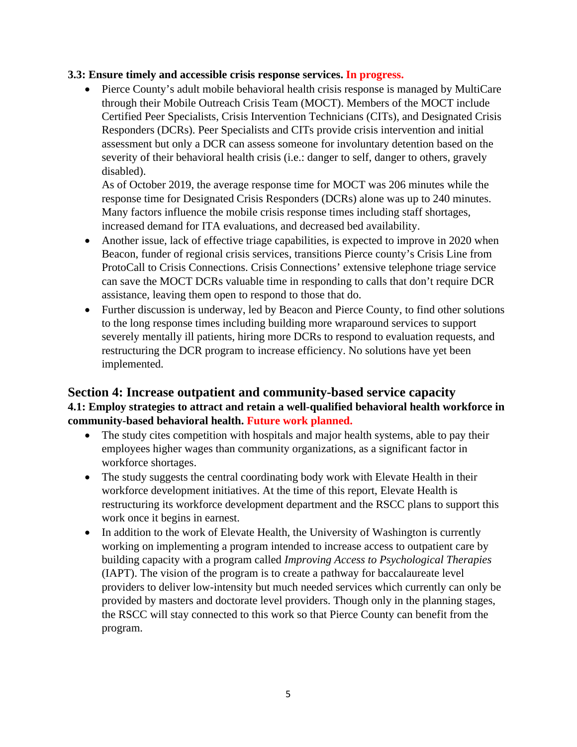**3.3: Ensure timely and accessible crisis response services. In progress.**

- Pierce County's adult mobile behavioral health crisis response is managed by MultiCare through their Mobile Outreach Crisis Team (MOCT). Members of the MOCT include Certified Peer Specialists, Crisis Intervention Technicians (CITs), and Designated Crisis Responders (DCRs). Peer Specialists and CITs provide crisis intervention and initial assessment but only a DCR can assess someone for involuntary detention based on the severity of their behavioral health crisis (i.e.: danger to self, danger to others, gravely disabled).
  As of October 2019, the average response time for MOCT was 206 minutes while the response time for Designated Crisis Responders (DCRs) alone was up to 240 minutes. Many factors influence the mobile crisis response times including staff shortages, increased demand for ITA evaluations, and decreased bed availability.
- Another issue, lack of effective triage capabilities, is expected to improve in 2020 when Beacon, funder of regional crisis services, transitions Pierce county's Crisis Line from ProtoCall to Crisis Connections. Crisis Connections' extensive telephone triage service can save the MOCT DCRs valuable time in responding to calls that don't require DCR assistance, leaving them open to respond to those that do.
- Further discussion is underway, led by Beacon and Pierce County, to find other solutions to the long response times including building more wraparound services to support severely mentally ill patients, hiring more DCRs to respond to evaluation requests, and restructuring the DCR program to increase efficiency. No solutions have yet been implemented.

## Section 4: Increase outpatient and community-based service capacity

**4.1: Employ strategies to attract and retain a well-qualified behavioral health workforce in community-based behavioral health. Future work planned.**

- The study cites competition with hospitals and major health systems, able to pay their employees higher wages than community organizations, as a significant factor in workforce shortages.
- The study suggests the central coordinating body work with Elevate Health in their workforce development initiatives. At the time of this report, Elevate Health is restructuring its workforce development department and the RSCC plans to support this work once it begins in earnest.
- In addition to the work of Elevate Health, the University of Washington is currently working on implementing a program intended to increase access to outpatient care by building capacity with a program called *Improving Access to Psychological Therapies* (IAPT). The vision of the program is to create a pathway for baccalaureate level providers to deliver low-intensity but much needed services which currently can only be provided by masters and doctorate level providers. Though only in the planning stages, the RSCC will stay connected to this work so that Pierce County can benefit from the program.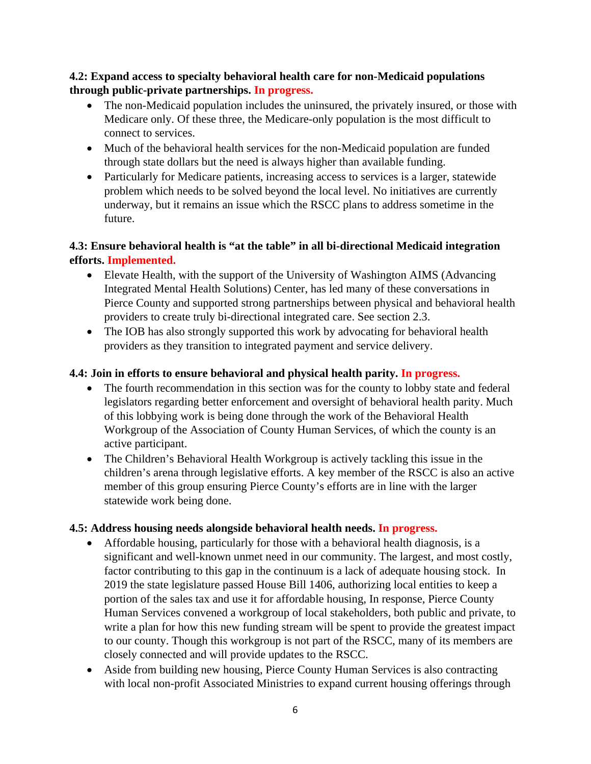**4.2: Expand access to specialty behavioral health care for non-Medicaid populations through public-private partnerships. In progress.**

- The non-Medicaid population includes the uninsured, the privately insured, or those with Medicare only. Of these three, the Medicare-only population is the most difficult to connect to services.
- Much of the behavioral health services for the non-Medicaid population are funded through state dollars but the need is always higher than available funding.
- Particularly for Medicare patients, increasing access to services is a larger, statewide problem which needs to be solved beyond the local level. No initiatives are currently underway, but it remains an issue which the RSCC plans to address sometime in the future.

**4.3: Ensure behavioral health is "at the table" in all bi-directional Medicaid integration efforts. Implemented.**

- Elevate Health, with the support of the University of Washington AIMS (Advancing Integrated Mental Health Solutions) Center, has led many of these conversations in Pierce County and supported strong partnerships between physical and behavioral health providers to create truly bi-directional integrated care. See section 2.3.
- The IOB has also strongly supported this work by advocating for behavioral health providers as they transition to integrated payment and service delivery.

**4.4: Join in efforts to ensure behavioral and physical health parity. In progress.**

- The fourth recommendation in this section was for the county to lobby state and federal legislators regarding better enforcement and oversight of behavioral health parity. Much of this lobbying work is being done through the work of the Behavioral Health Workgroup of the Association of County Human Services, of which the county is an active participant.
- The Children's Behavioral Health Workgroup is actively tackling this issue in the children's arena through legislative efforts. A key member of the RSCC is also an active member of this group ensuring Pierce County's efforts are in line with the larger statewide work being done.

**4.5: Address housing needs alongside behavioral health needs. In progress.**

- Affordable housing, particularly for those with a behavioral health diagnosis, is a significant and well-known unmet need in our community. The largest, and most costly, factor contributing to this gap in the continuum is a lack of adequate housing stock. In 2019 the state legislature passed House Bill 1406, authorizing local entities to keep a portion of the sales tax and use it for affordable housing, In response, Pierce County Human Services convened a workgroup of local stakeholders, both public and private, to write a plan for how this new funding stream will be spent to provide the greatest impact to our county. Though this workgroup is not part of the RSCC, many of its members are closely connected and will provide updates to the RSCC.
- Aside from building new housing, Pierce County Human Services is also contracting with local non-profit Associated Ministries to expand current housing offerings through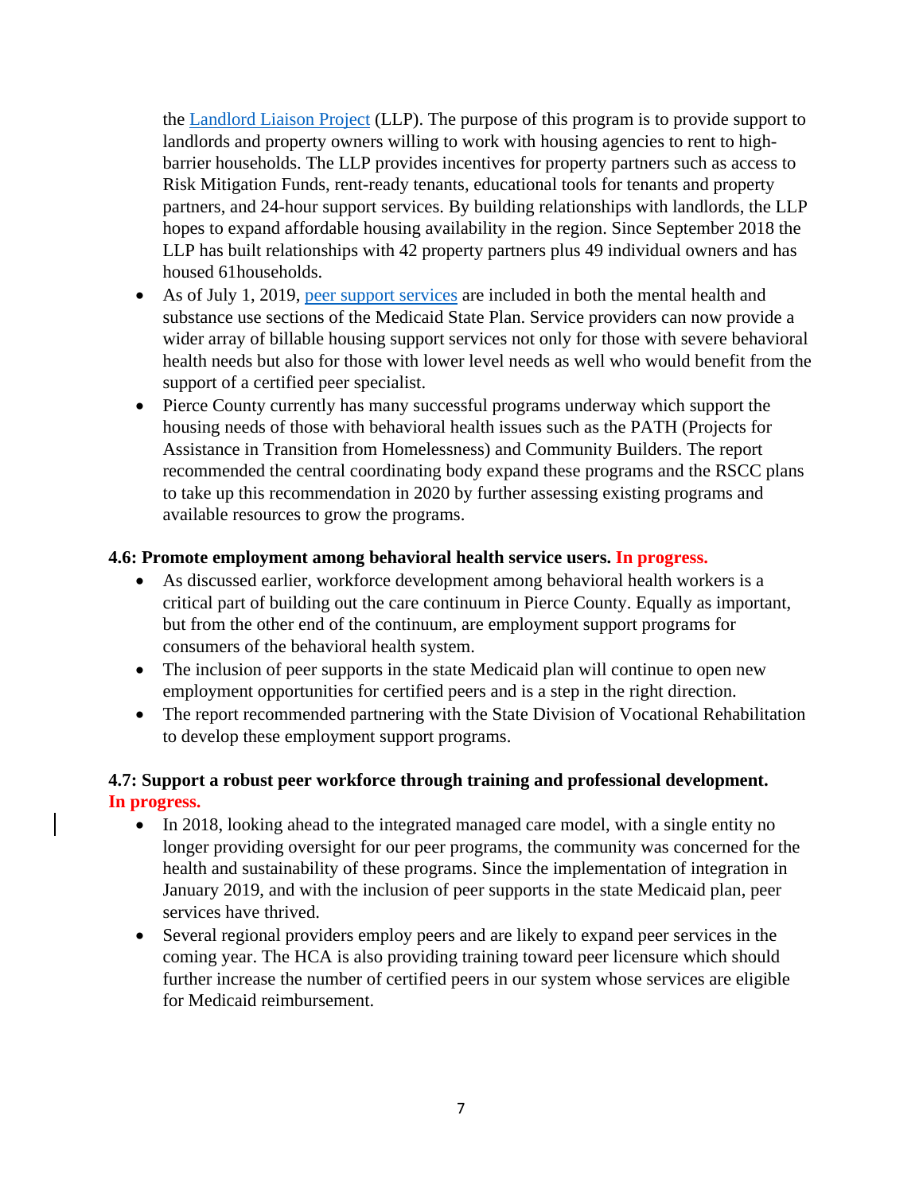the [Landlord Liaison Project] (LLP). The purpose of this program is to provide support to landlords and property owners willing to work with housing agencies to rent to high-barrier households. The LLP provides incentives for property partners such as access to Risk Mitigation Funds, rent-ready tenants, educational tools for tenants and property partners, and 24-hour support services. By building relationships with landlords, the LLP hopes to expand affordable housing availability in the region. Since September 2018 the LLP has built relationships with 42 property partners plus 49 individual owners and has housed 61households.

- As of July 1, 2019, [peer support services] are included in both the mental health and substance use sections of the Medicaid State Plan. Service providers can now provide a wider array of billable housing support services not only for those with severe behavioral health needs but also for those with lower level needs as well who would benefit from the support of a certified peer specialist.
- Pierce County currently has many successful programs underway which support the housing needs of those with behavioral health issues such as the PATH (Projects for Assistance in Transition from Homelessness) and Community Builders. The report recommended the central coordinating body expand these programs and the RSCC plans to take up this recommendation in 2020 by further assessing existing programs and available resources to grow the programs.

**4.6: Promote employment among behavioral health service users. In progress.**

- As discussed earlier, workforce development among behavioral health workers is a critical part of building out the care continuum in Pierce County. Equally as important, but from the other end of the continuum, are employment support programs for consumers of the behavioral health system.
- The inclusion of peer supports in the state Medicaid plan will continue to open new employment opportunities for certified peers and is a step in the right direction.
- The report recommended partnering with the State Division of Vocational Rehabilitation to develop these employment support programs.

**4.7: Support a robust peer workforce through training and professional development. In progress.**

- In 2018, looking ahead to the integrated managed care model, with a single entity no longer providing oversight for our peer programs, the community was concerned for the health and sustainability of these programs. Since the implementation of integration in January 2019, and with the inclusion of peer supports in the state Medicaid plan, peer services have thrived.
- Several regional providers employ peers and are likely to expand peer services in the coming year. The HCA is also providing training toward peer licensure which should further increase the number of certified peers in our system whose services are eligible for Medicaid reimbursement.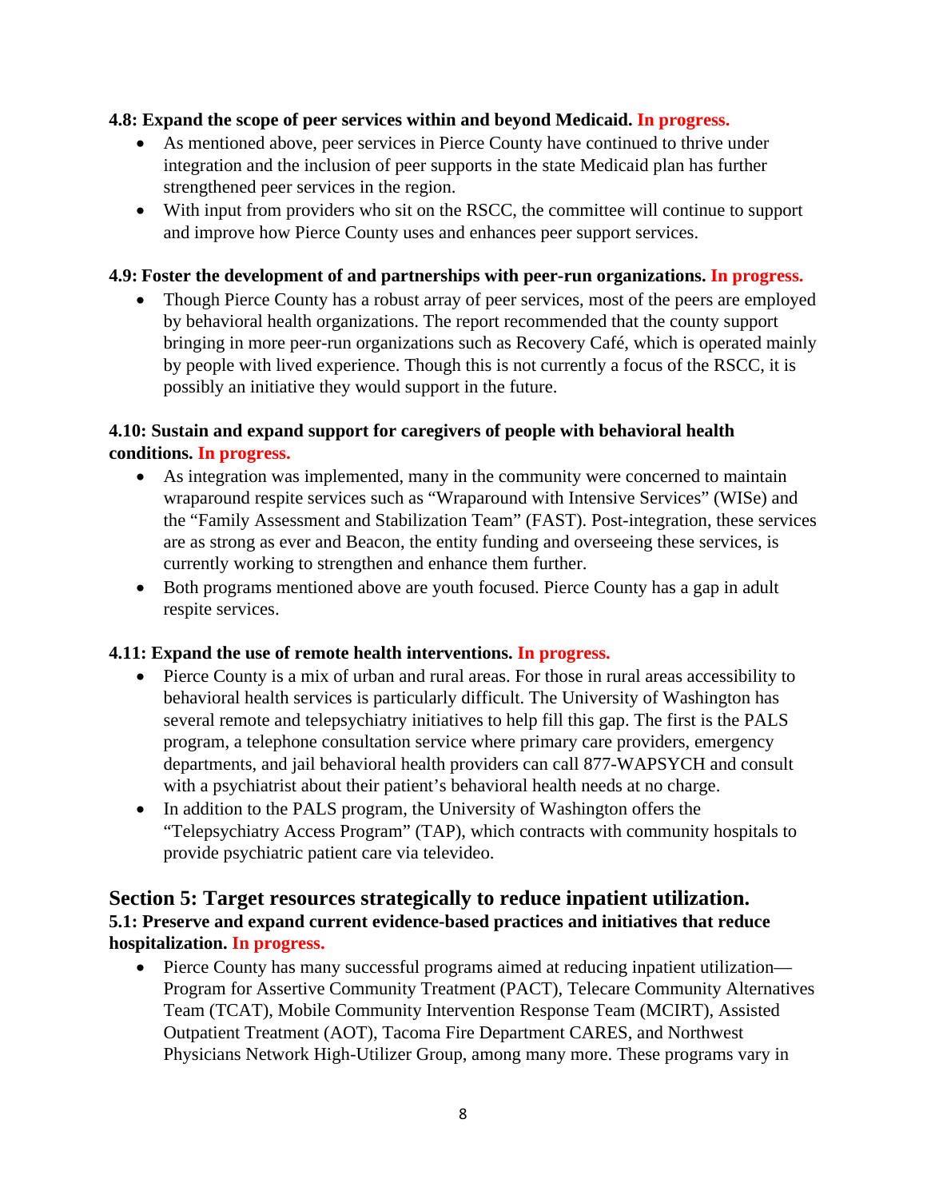**4.8: Expand the scope of peer services within and beyond Medicaid. In progress.**

- As mentioned above, peer services in Pierce County have continued to thrive under integration and the inclusion of peer supports in the state Medicaid plan has further strengthened peer services in the region.
- With input from providers who sit on the RSCC, the committee will continue to support and improve how Pierce County uses and enhances peer support services.

**4.9: Foster the development of and partnerships with peer-run organizations. In progress.**

- Though Pierce County has a robust array of peer services, most of the peers are employed by behavioral health organizations. The report recommended that the county support bringing in more peer-run organizations such as Recovery Café, which is operated mainly by people with lived experience. Though this is not currently a focus of the RSCC, it is possibly an initiative they would support in the future.

**4.10: Sustain and expand support for caregivers of people with behavioral health conditions. In progress.**

- As integration was implemented, many in the community were concerned to maintain wraparound respite services such as "Wraparound with Intensive Services" (WISe) and the "Family Assessment and Stabilization Team" (FAST). Post-integration, these services are as strong as ever and Beacon, the entity funding and overseeing these services, is currently working to strengthen and enhance them further.
- Both programs mentioned above are youth focused. Pierce County has a gap in adult respite services.

**4.11: Expand the use of remote health interventions. In progress.**

- Pierce County is a mix of urban and rural areas. For those in rural areas accessibility to behavioral health services is particularly difficult. The University of Washington has several remote and telepsychiatry initiatives to help fill this gap. The first is the PALS program, a telephone consultation service where primary care providers, emergency departments, and jail behavioral health providers can call 877-WAPSYCH and consult with a psychiatrist about their patient's behavioral health needs at no charge.
- In addition to the PALS program, the University of Washington offers the "Telepsychiatry Access Program" (TAP), which contracts with community hospitals to provide psychiatric patient care via televideo.

## Section 5: Target resources strategically to reduce inpatient utilization.

**5.1: Preserve and expand current evidence-based practices and initiatives that reduce hospitalization. In progress.**

- Pierce County has many successful programs aimed at reducing inpatient utilization—Program for Assertive Community Treatment (PACT), Telecare Community Alternatives Team (TCAT), Mobile Community Intervention Response Team (MCIRT), Assisted Outpatient Treatment (AOT), Tacoma Fire Department CARES, and Northwest Physicians Network High-Utilizer Group, among many more. These programs vary in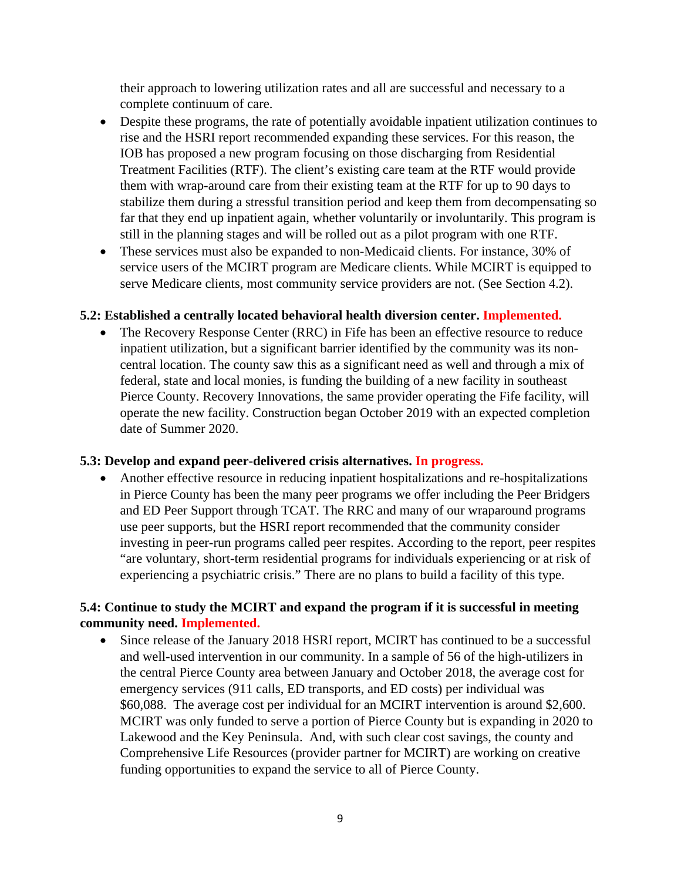their approach to lowering utilization rates and all are successful and necessary to a complete continuum of care.

- Despite these programs, the rate of potentially avoidable inpatient utilization continues to rise and the HSRI report recommended expanding these services. For this reason, the IOB has proposed a new program focusing on those discharging from Residential Treatment Facilities (RTF). The client's existing care team at the RTF would provide them with wrap-around care from their existing team at the RTF for up to 90 days to stabilize them during a stressful transition period and keep them from decompensating so far that they end up inpatient again, whether voluntarily or involuntarily. This program is still in the planning stages and will be rolled out as a pilot program with one RTF.
- These services must also be expanded to non-Medicaid clients. For instance, 30% of service users of the MCIRT program are Medicare clients. While MCIRT is equipped to serve Medicare clients, most community service providers are not. (See Section 4.2).

**5.2: Established a centrally located behavioral health diversion center. Implemented.**

- The Recovery Response Center (RRC) in Fife has been an effective resource to reduce inpatient utilization, but a significant barrier identified by the community was its non-central location. The county saw this as a significant need as well and through a mix of federal, state and local monies, is funding the building of a new facility in southeast Pierce County. Recovery Innovations, the same provider operating the Fife facility, will operate the new facility. Construction began October 2019 with an expected completion date of Summer 2020.

**5.3: Develop and expand peer-delivered crisis alternatives. In progress.**

- Another effective resource in reducing inpatient hospitalizations and re-hospitalizations in Pierce County has been the many peer programs we offer including the Peer Bridgers and ED Peer Support through TCAT. The RRC and many of our wraparound programs use peer supports, but the HSRI report recommended that the community consider investing in peer-run programs called peer respites. According to the report, peer respites "are voluntary, short-term residential programs for individuals experiencing or at risk of experiencing a psychiatric crisis." There are no plans to build a facility of this type.

**5.4: Continue to study the MCIRT and expand the program if it is successful in meeting community need. Implemented.**

- Since release of the January 2018 HSRI report, MCIRT has continued to be a successful and well-used intervention in our community. In a sample of 56 of the high-utilizers in the central Pierce County area between January and October 2018, the average cost for emergency services (911 calls, ED transports, and ED costs) per individual was \$60,088. The average cost per individual for an MCIRT intervention is around \$2,600. MCIRT was only funded to serve a portion of Pierce County but is expanding in 2020 to Lakewood and the Key Peninsula. And, with such clear cost savings, the county and Comprehensive Life Resources (provider partner for MCIRT) are working on creative funding opportunities to expand the service to all of Pierce County.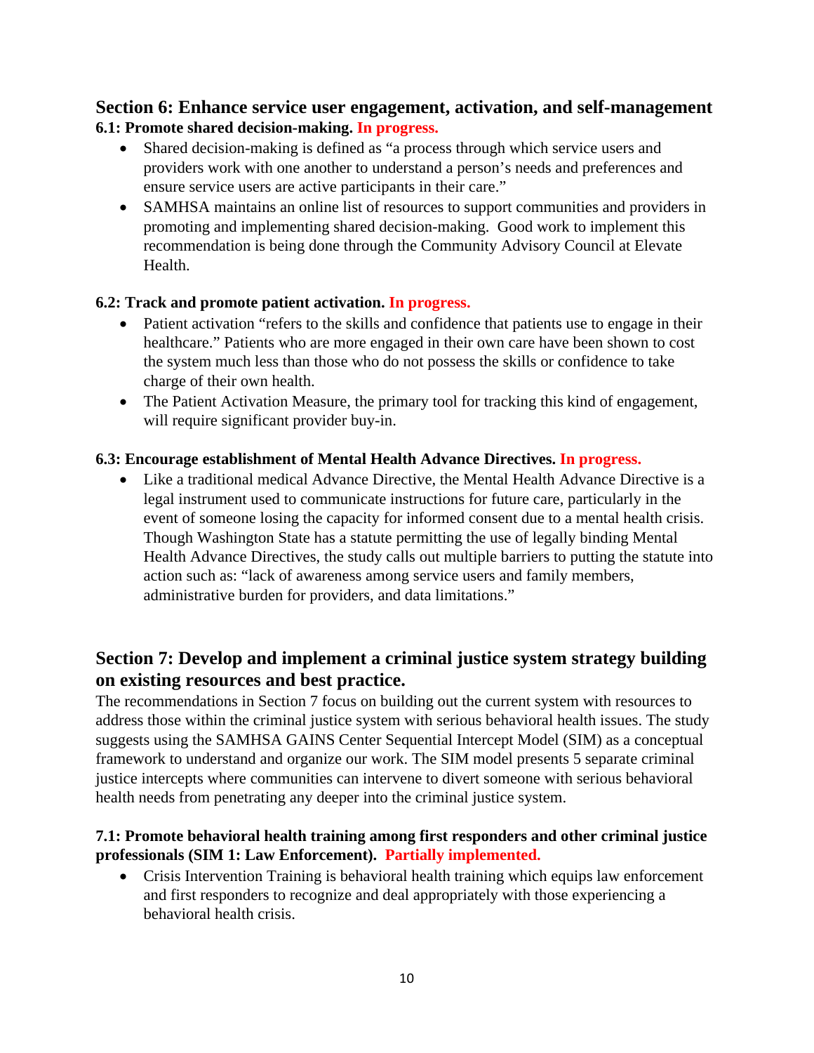## Section 6: Enhance service user engagement, activation, and self-management

### 6.1: Promote shared decision-making. In progress.

- Shared decision-making is defined as "a process through which service users and providers work with one another to understand a person's needs and preferences and ensure service users are active participants in their care."
- SAMHSA maintains an online list of resources to support communities and providers in promoting and implementing shared decision-making. Good work to implement this recommendation is being done through the Community Advisory Council at Elevate Health.

### 6.2: Track and promote patient activation. In progress.

- Patient activation "refers to the skills and confidence that patients use to engage in their healthcare." Patients who are more engaged in their own care have been shown to cost the system much less than those who do not possess the skills or confidence to take charge of their own health.
- The Patient Activation Measure, the primary tool for tracking this kind of engagement, will require significant provider buy-in.

### 6.3: Encourage establishment of Mental Health Advance Directives. In progress.

- Like a traditional medical Advance Directive, the Mental Health Advance Directive is a legal instrument used to communicate instructions for future care, particularly in the event of someone losing the capacity for informed consent due to a mental health crisis. Though Washington State has a statute permitting the use of legally binding Mental Health Advance Directives, the study calls out multiple barriers to putting the statute into action such as: "lack of awareness among service users and family members, administrative burden for providers, and data limitations."

## Section 7: Develop and implement a criminal justice system strategy building on existing resources and best practice.

The recommendations in Section 7 focus on building out the current system with resources to address those within the criminal justice system with serious behavioral health issues. The study suggests using the SAMHSA GAINS Center Sequential Intercept Model (SIM) as a conceptual framework to understand and organize our work. The SIM model presents 5 separate criminal justice intercepts where communities can intervene to divert someone with serious behavioral health needs from penetrating any deeper into the criminal justice system.

### 7.1: Promote behavioral health training among first responders and other criminal justice professionals (SIM 1: Law Enforcement). Partially implemented.

- Crisis Intervention Training is behavioral health training which equips law enforcement and first responders to recognize and deal appropriately with those experiencing a behavioral health crisis.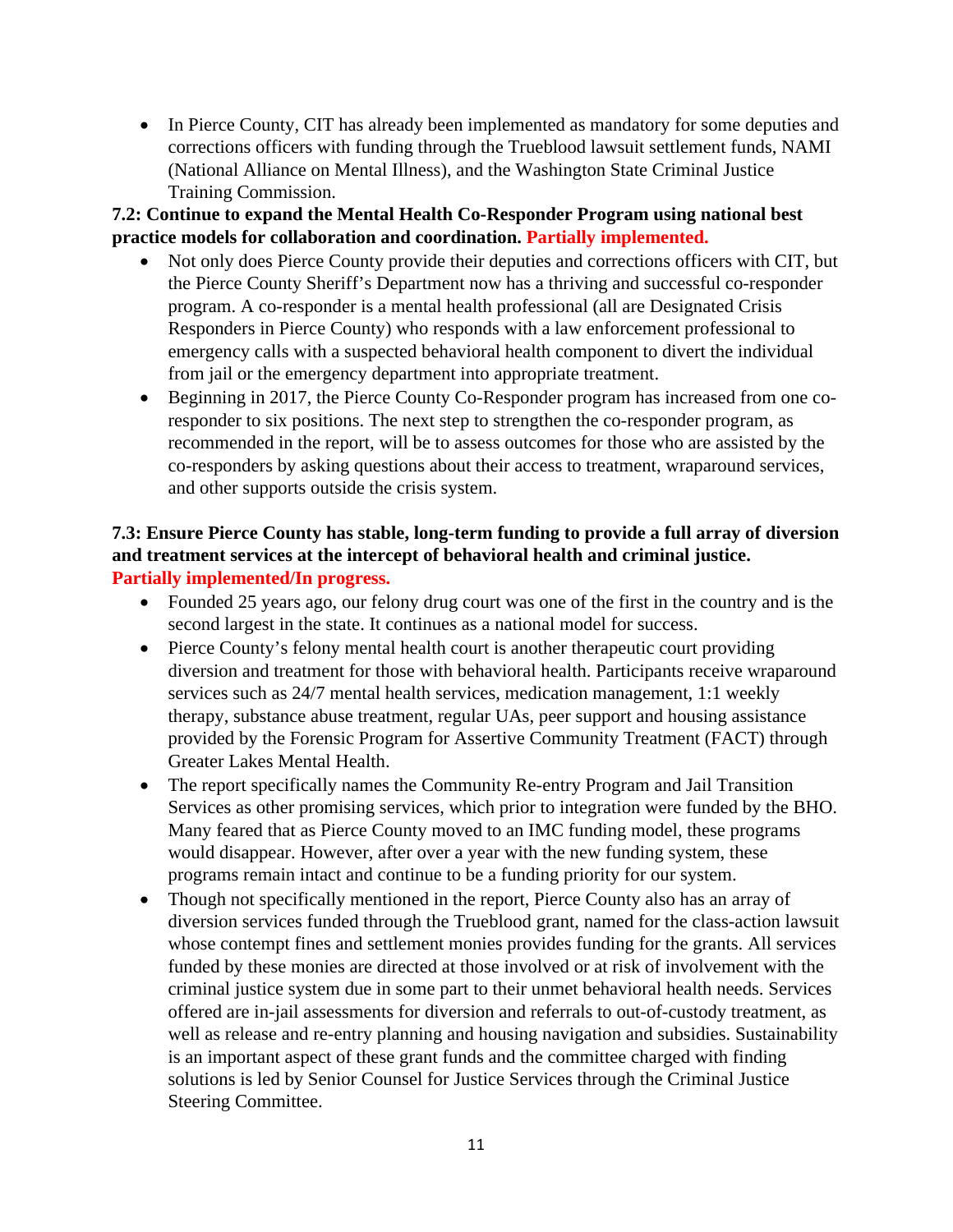- In Pierce County, CIT has already been implemented as mandatory for some deputies and corrections officers with funding through the Trueblood lawsuit settlement funds, NAMI (National Alliance on Mental Illness), and the Washington State Criminal Justice Training Commission.

**7.2: Continue to expand the Mental Health Co-Responder Program using national best practice models for collaboration and coordination. Partially implemented.**

- Not only does Pierce County provide their deputies and corrections officers with CIT, but the Pierce County Sheriff's Department now has a thriving and successful co-responder program. A co-responder is a mental health professional (all are Designated Crisis Responders in Pierce County) who responds with a law enforcement professional to emergency calls with a suspected behavioral health component to divert the individual from jail or the emergency department into appropriate treatment.
- Beginning in 2017, the Pierce County Co-Responder program has increased from one co-responder to six positions. The next step to strengthen the co-responder program, as recommended in the report, will be to assess outcomes for those who are assisted by the co-responders by asking questions about their access to treatment, wraparound services, and other supports outside the crisis system.

**7.3: Ensure Pierce County has stable, long-term funding to provide a full array of diversion and treatment services at the intercept of behavioral health and criminal justice. Partially implemented/In progress.**

- Founded 25 years ago, our felony drug court was one of the first in the country and is the second largest in the state. It continues as a national model for success.
- Pierce County's felony mental health court is another therapeutic court providing diversion and treatment for those with behavioral health. Participants receive wraparound services such as 24/7 mental health services, medication management, 1:1 weekly therapy, substance abuse treatment, regular UAs, peer support and housing assistance provided by the Forensic Program for Assertive Community Treatment (FACT) through Greater Lakes Mental Health.
- The report specifically names the Community Re-entry Program and Jail Transition Services as other promising services, which prior to integration were funded by the BHO. Many feared that as Pierce County moved to an IMC funding model, these programs would disappear. However, after over a year with the new funding system, these programs remain intact and continue to be a funding priority for our system.
- Though not specifically mentioned in the report, Pierce County also has an array of diversion services funded through the Trueblood grant, named for the class-action lawsuit whose contempt fines and settlement monies provides funding for the grants. All services funded by these monies are directed at those involved or at risk of involvement with the criminal justice system due in some part to their unmet behavioral health needs. Services offered are in-jail assessments for diversion and referrals to out-of-custody treatment, as well as release and re-entry planning and housing navigation and subsidies. Sustainability is an important aspect of these grant funds and the committee charged with finding solutions is led by Senior Counsel for Justice Services through the Criminal Justice Steering Committee.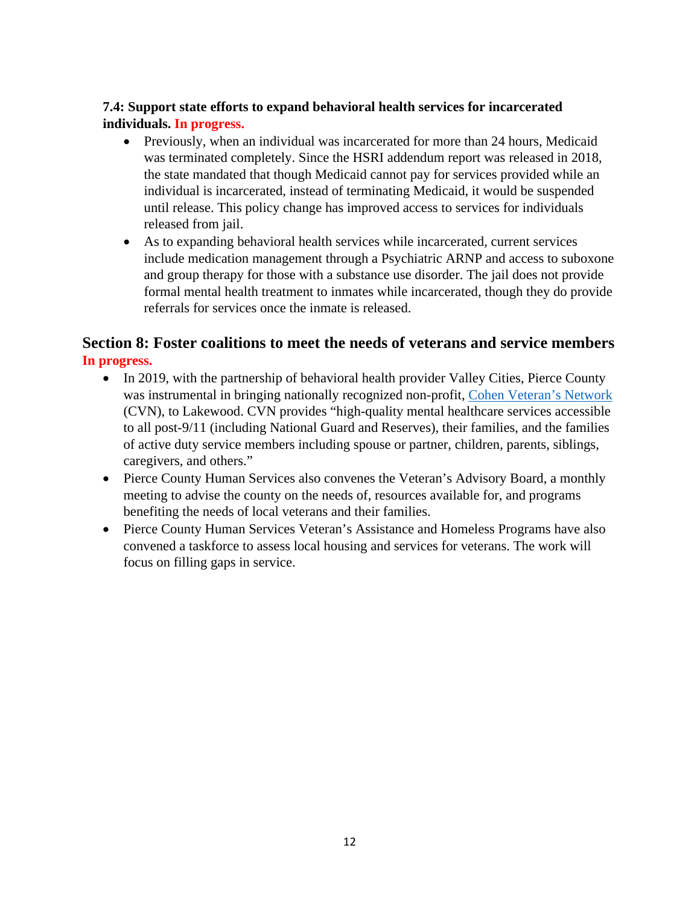**7.4: Support state efforts to expand behavioral health services for incarcerated individuals.** **In progress.**

- Previously, when an individual was incarcerated for more than 24 hours, Medicaid was terminated completely. Since the HSRI addendum report was released in 2018, the state mandated that though Medicaid cannot pay for services provided while an individual is incarcerated, instead of terminating Medicaid, it would be suspended until release. This policy change has improved access to services for individuals released from jail.
- As to expanding behavioral health services while incarcerated, current services include medication management through a Psychiatric ARNP and access to suboxone and group therapy for those with a substance use disorder. The jail does not provide formal mental health treatment to inmates while incarcerated, though they do provide referrals for services once the inmate is released.

## Section 8: Foster coalitions to meet the needs of veterans and service members

**In progress.**

- In 2019, with the partnership of behavioral health provider Valley Cities, Pierce County was instrumental in bringing nationally recognized non-profit, Cohen Veteran's Network (CVN), to Lakewood. CVN provides "high-quality mental healthcare services accessible to all post-9/11 (including National Guard and Reserves), their families, and the families of active duty service members including spouse or partner, children, parents, siblings, caregivers, and others."
- Pierce County Human Services also convenes the Veteran's Advisory Board, a monthly meeting to advise the county on the needs of, resources available for, and programs benefiting the needs of local veterans and their families.
- Pierce County Human Services Veteran's Assistance and Homeless Programs have also convened a taskforce to assess local housing and services for veterans. The work will focus on filling gaps in service.